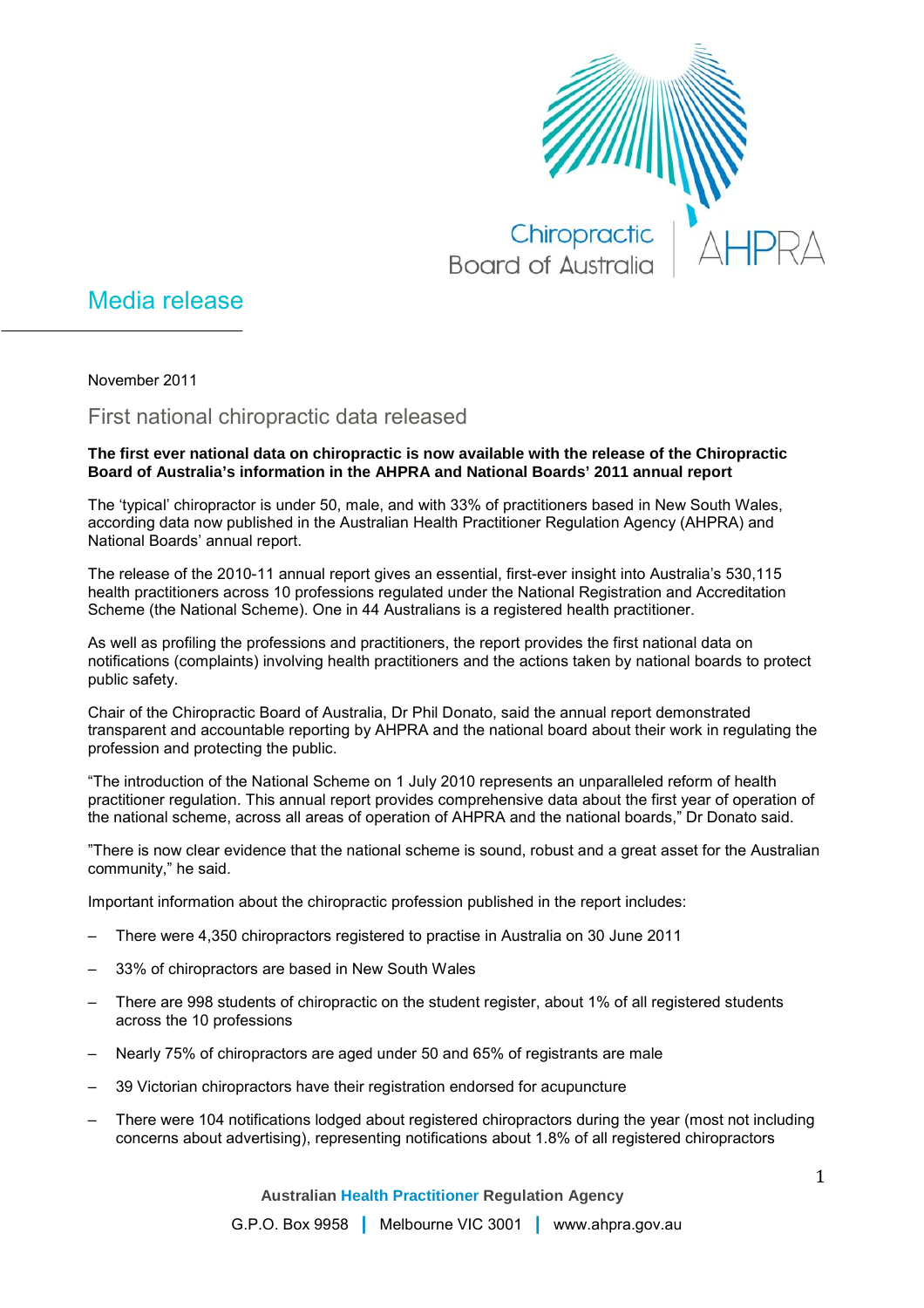Chiropractic Board of Australia | AHPRA

# Media release

November 2011

## First national chiropractic data released

**The first ever national data on chiropractic is now available with the release of the Chiropractic Board of Australia's information in the AHPRA and National Boards' 2011 annual report**

The 'typical' chiropractor is under 50, male, and with 33% of practitioners based in New South Wales, according data now published in the Australian Health Practitioner Regulation Agency (AHPRA) and National Boards' annual report.

The release of the 2010-11 annual report gives an essential, first-ever insight into Australia's 530,115 health practitioners across 10 professions regulated under the National Registration and Accreditation Scheme (the National Scheme). One in 44 Australians is a registered health practitioner.

As well as profiling the professions and practitioners, the report provides the first national data on notifications (complaints) involving health practitioners and the actions taken by national boards to protect public safety.

Chair of the Chiropractic Board of Australia, Dr Phil Donato, said the annual report demonstrated transparent and accountable reporting by AHPRA and the national board about their work in regulating the profession and protecting the public.

"The introduction of the National Scheme on 1 July 2010 represents an unparalleled reform of health practitioner regulation. This annual report provides comprehensive data about the first year of operation of the national scheme, across all areas of operation of AHPRA and the national boards," Dr Donato said.

"There is now clear evidence that the national scheme is sound, robust and a great asset for the Australian community," he said.

Important information about the chiropractic profession published in the report includes:

- There were 4,350 chiropractors registered to practise in Australia on 30 June 2011
- 33% of chiropractors are based in New South Wales
- There are 998 students of chiropractic on the student register, about 1% of all registered students across the 10 professions
- Nearly 75% of chiropractors are aged under 50 and 65% of registrants are male
- 39 Victorian chiropractors have their registration endorsed for acupuncture
- There were 104 notifications lodged about registered chiropractors during the year (most not including concerns about advertising), representing notifications about 1.8% of all registered chiropractors

Australian Health Practitioner Regulation Agency

G.P.O. Box 9958 | Melbourne VIC 3001 | www.ahpra.gov.au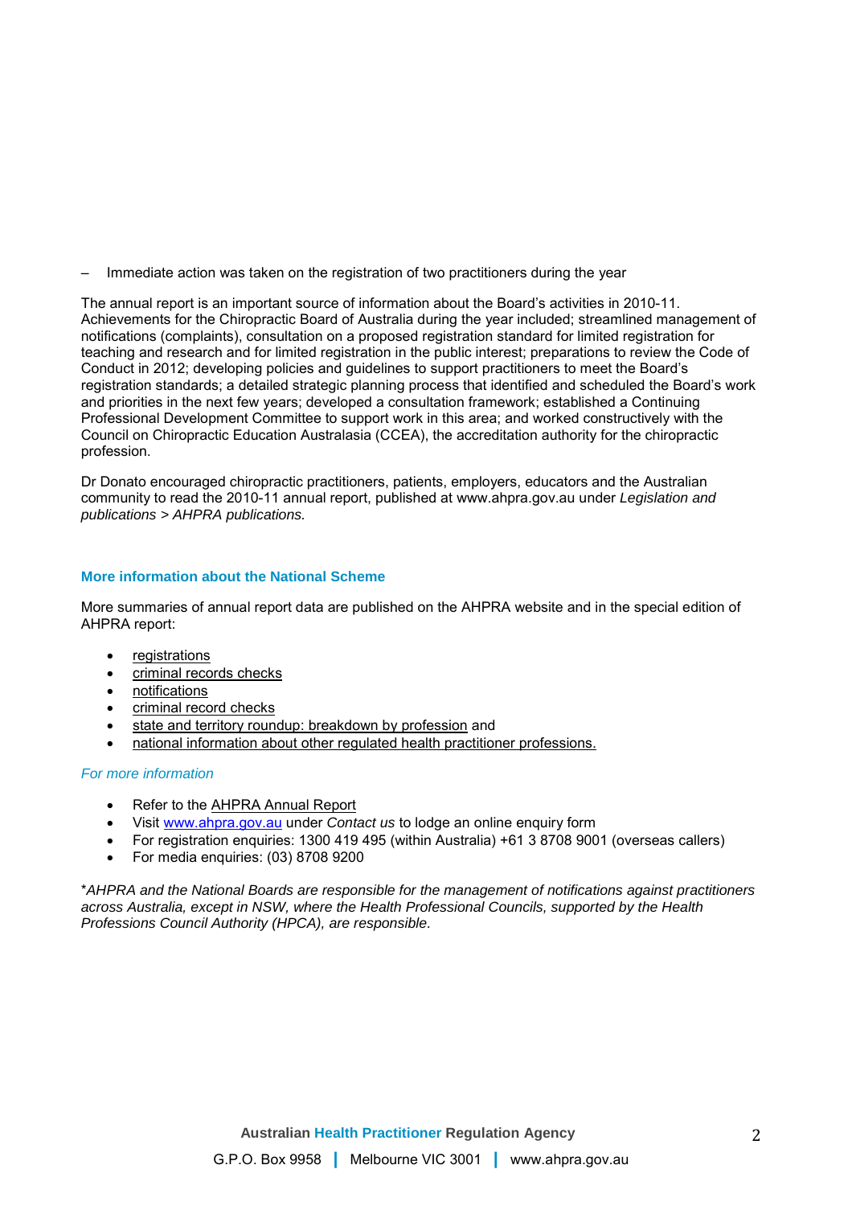– Immediate action was taken on the registration of two practitioners during the year

The annual report is an important source of information about the Board's activities in 2010-11. Achievements for the Chiropractic Board of Australia during the year included; streamlined management of notifications (complaints), consultation on a proposed registration standard for limited registration for teaching and research and for limited registration in the public interest; preparations to review the Code of Conduct in 2012; developing policies and guidelines to support practitioners to meet the Board's registration standards; a detailed strategic planning process that identified and scheduled the Board's work and priorities in the next few years; developed a consultation framework; established a Continuing Professional Development Committee to support work in this area; and worked constructively with the Council on Chiropractic Education Australasia (CCEA), the accreditation authority for the chiropractic profession.

Dr Donato encouraged chiropractic practitioners, patients, employers, educators and the Australian community to read the 2010-11 annual report, published at www.ahpra.gov.au under *Legislation and publications > AHPRA publications.*

## More information about the National Scheme

More summaries of annual report data are published on the AHPRA website and in the special edition of AHPRA report:

- registrations
- criminal records checks
- notifications
- criminal record checks
- state and territory roundup: breakdown by profession and
- national information about other regulated health practitioner professions.

*For more information*

- Refer to the AHPRA Annual Report
- Visit www.ahpra.gov.au under *Contact us* to lodge an online enquiry form
- For registration enquiries: 1300 419 495 (within Australia) +61 3 8708 9001 (overseas callers)
- For media enquiries: (03) 8708 9200

*\*AHPRA and the National Boards are responsible for the management of notifications against practitioners across Australia, except in NSW, where the Health Professional Councils, supported by the Health Professions Council Authority (HPCA), are responsible.*